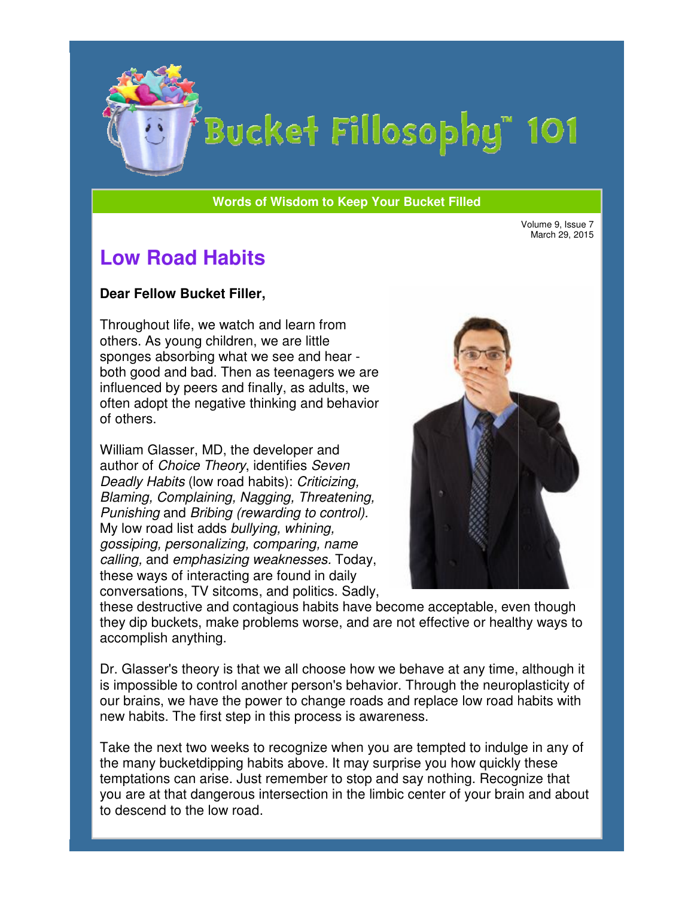# Bucket Fillosophy™ 101

**Words of Wisdom to Keep Your Bucket Filled**

Volume 9, Issue 7
March 29, 2015

## Low Road Habits

**Dear Fellow Bucket Filler,**

Throughout life, we watch and learn from others. As young children, we are little sponges absorbing what we see and hear - both good and bad. Then as teenagers we are influenced by peers and finally, as adults, we often adopt the negative thinking and behavior of others.

William Glasser, MD, the developer and author of *Choice Theory*, identifies *Seven Deadly Habits* (low road habits): *Criticizing, Blaming, Complaining, Nagging, Threatening, Punishing* and *Bribing (rewarding to control).* My low road list adds *bullying, whining, gossiping, personalizing, comparing, name calling,* and *emphasizing weaknesses.* Today, these ways of interacting are found in daily conversations, TV sitcoms, and politics. Sadly, these destructive and contagious habits have become acceptable, even though they dip buckets, make problems worse, and are not effective or healthy ways to accomplish anything.

Dr. Glasser's theory is that we all choose how we behave at any time, although it is impossible to control another person's behavior. Through the neuroplasticity of our brains, we have the power to change roads and replace low road habits with new habits. The first step in this process is awareness.

Take the next two weeks to recognize when you are tempted to indulge in any of the many bucketdipping habits above. It may surprise you how quickly these temptations can arise. Just remember to stop and say nothing. Recognize that you are at that dangerous intersection in the limbic center of your brain and about to descend to the low road.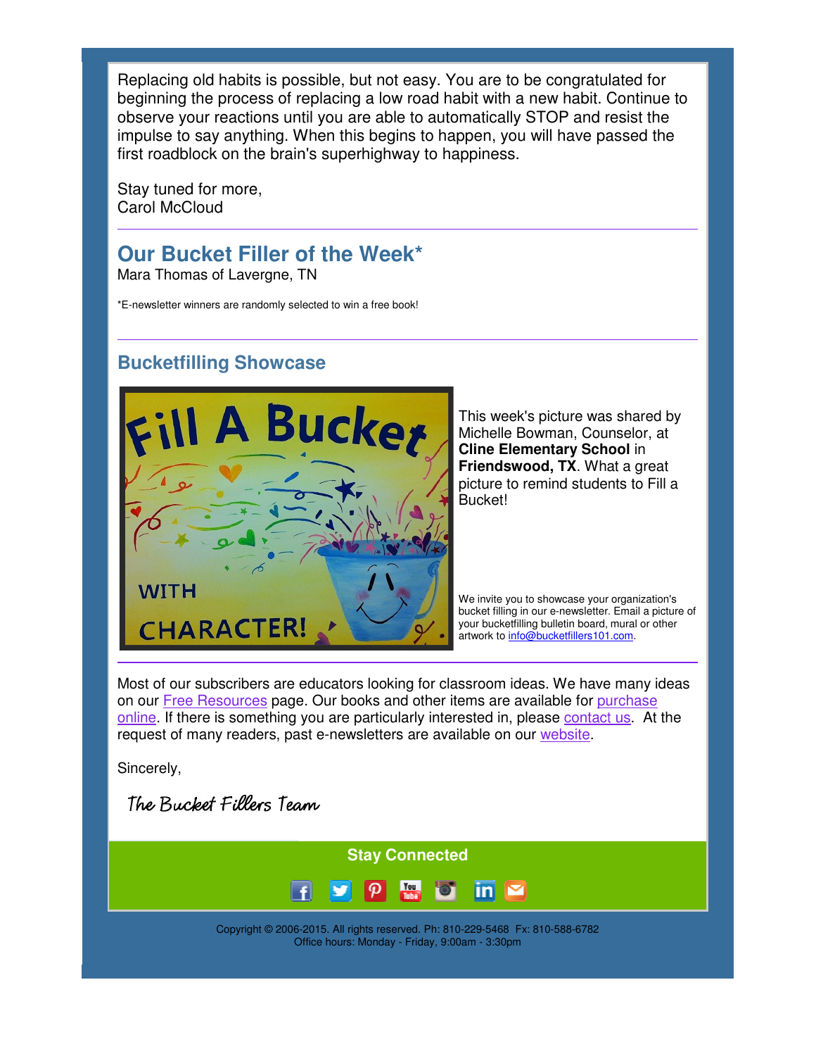Replacing old habits is possible, but not easy. You are to be congratulated for beginning the process of replacing a low road habit with a new habit. Continue to observe your reactions until you are able to automatically STOP and resist the impulse to say anything. When this begins to happen, you will have passed the first roadblock on the brain's superhighway to happiness.

Stay tuned for more,
Carol McCloud

## Our Bucket Filler of the Week*

Mara Thomas of Lavergne, TN

*E-newsletter winners are randomly selected to win a free book!

## Bucketfilling Showcase

This week's picture was shared by Michelle Bowman, Counselor, at **Cline Elementary School** in **Friendswood, TX**. What a great picture to remind students to Fill a Bucket!

We invite you to showcase your organization's bucket filling in our e-newsletter. Email a picture of your bucketfilling bulletin board, mural or other artwork to info@bucketfillers101.com.

Most of our subscribers are educators looking for classroom ideas. We have many ideas on our Free Resources page. Our books and other items are available for purchase online. If there is something you are particularly interested in, please contact us. At the request of many readers, past e-newsletters are available on our website.

Sincerely,

The Bucket Fillers Team

**Stay Connected**

Copyright © 2006-2015. All rights reserved. Ph: 810-229-5468 Fx: 810-588-6782
Office hours: Monday - Friday, 9:00am - 3:30pm